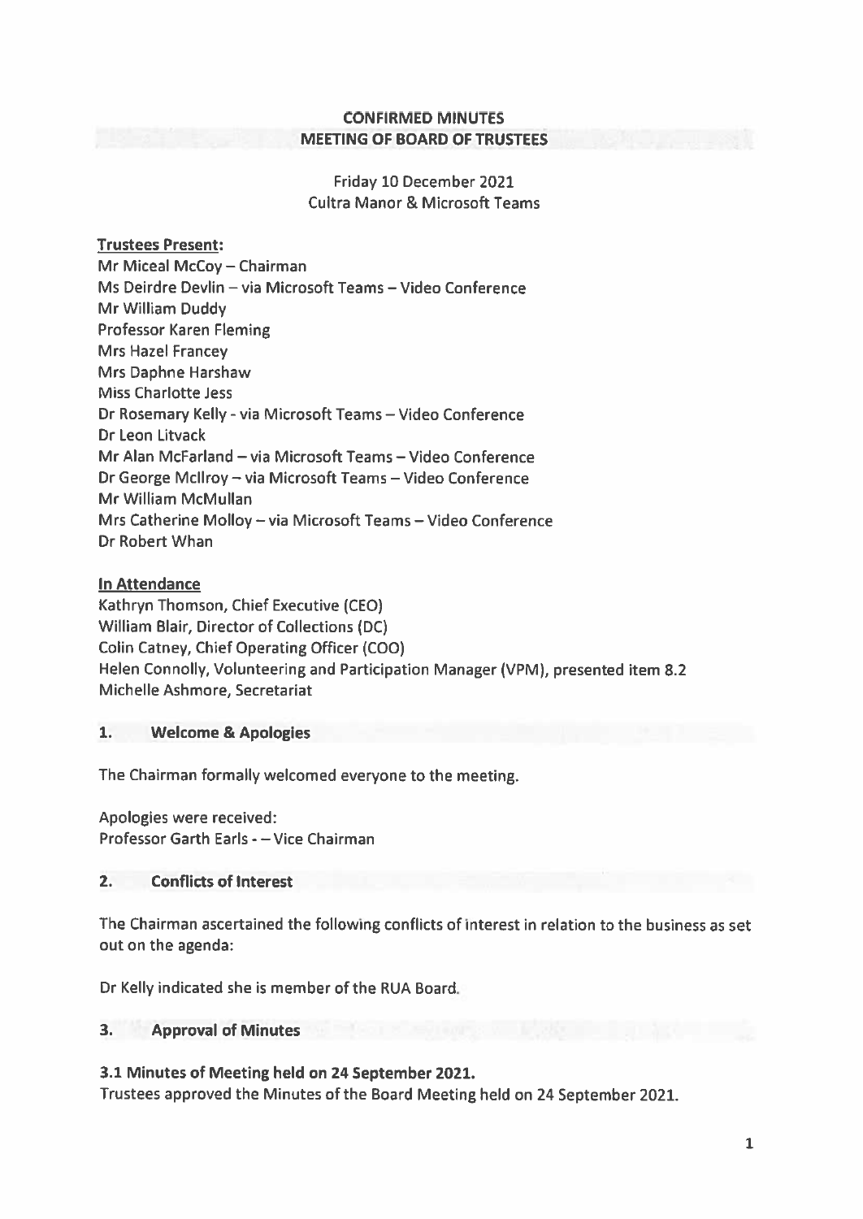**CONFIRMED MINUTES**
**MEETING OF BOARD OF TRUSTEES**

Friday 10 December 2021
Cultra Manor & Microsoft Teams

**Trustees Present:**

Mr Miceal McCoy – Chairman
Ms Deirdre Devlin – via Microsoft Teams – Video Conference
Mr William Duddy
Professor Karen Fleming
Mrs Hazel Francey
Mrs Daphne Harshaw
Miss Charlotte Jess
Dr Rosemary Kelly - via Microsoft Teams – Video Conference
Dr Leon Litvack
Mr Alan McFarland – via Microsoft Teams – Video Conference
Dr George McIlroy – via Microsoft Teams – Video Conference
Mr William McMullan
Mrs Catherine Molloy – via Microsoft Teams – Video Conference
Dr Robert Whan

**In Attendance**

Kathryn Thomson, Chief Executive (CEO)
William Blair, Director of Collections (DC)
Colin Catney, Chief Operating Officer (COO)
Helen Connolly, Volunteering and Participation Manager (VPM), presented item 8.2
Michelle Ashmore, Secretariat

## 1. Welcome & Apologies

The Chairman formally welcomed everyone to the meeting.

Apologies were received:
Professor Garth Earls - – Vice Chairman

## 2. Conflicts of Interest

The Chairman ascertained the following conflicts of interest in relation to the business as set out on the agenda:

Dr Kelly indicated she is member of the RUA Board.

## 3. Approval of Minutes

### 3.1 Minutes of Meeting held on 24 September 2021.

Trustees approved the Minutes of the Board Meeting held on 24 September 2021.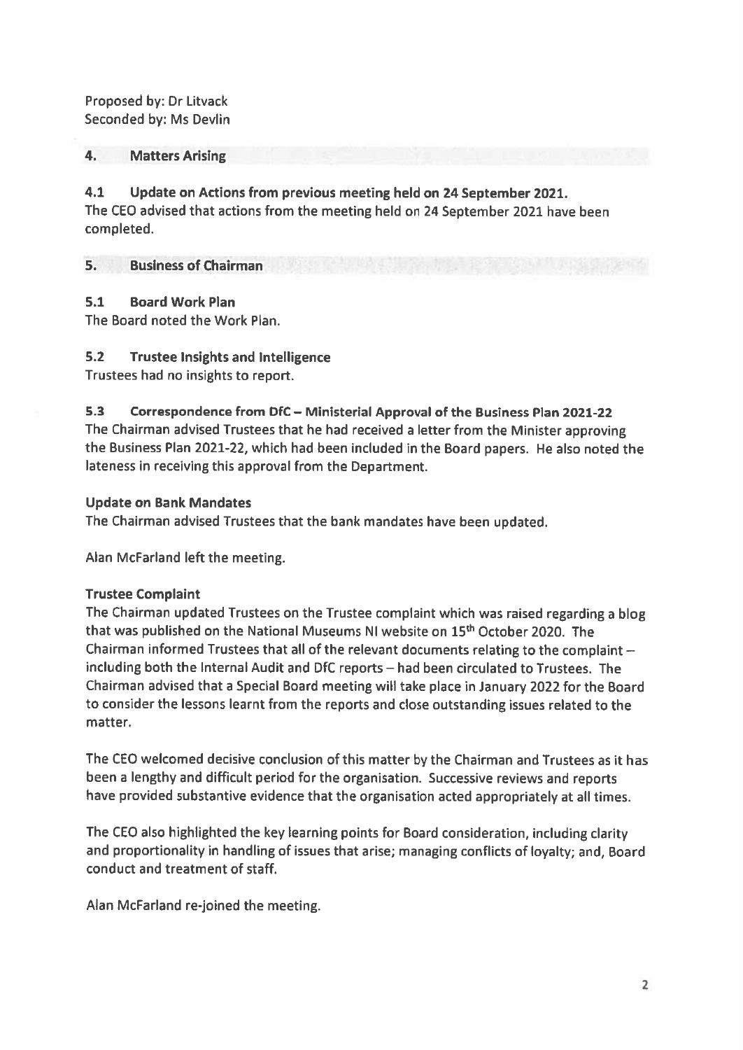Proposed by: Dr Litvack
Seconded by: Ms Devlin

## 4. Matters Arising

### 4.1 Update on Actions from previous meeting held on 24 September 2021.

The CEO advised that actions from the meeting held on 24 September 2021 have been completed.

## 5. Business of Chairman

### 5.1 Board Work Plan

The Board noted the Work Plan.

### 5.2 Trustee Insights and Intelligence

Trustees had no insights to report.

### 5.3 Correspondence from DfC – Ministerial Approval of the Business Plan 2021-22

The Chairman advised Trustees that he had received a letter from the Minister approving the Business Plan 2021-22, which had been included in the Board papers. He also noted the lateness in receiving this approval from the Department.

**Update on Bank Mandates**

The Chairman advised Trustees that the bank mandates have been updated.

Alan McFarland left the meeting.

**Trustee Complaint**

The Chairman updated Trustees on the Trustee complaint which was raised regarding a blog that was published on the National Museums NI website on 15th October 2020. The Chairman informed Trustees that all of the relevant documents relating to the complaint – including both the Internal Audit and DfC reports – had been circulated to Trustees. The Chairman advised that a Special Board meeting will take place in January 2022 for the Board to consider the lessons learnt from the reports and close outstanding issues related to the matter.

The CEO welcomed decisive conclusion of this matter by the Chairman and Trustees as it has been a lengthy and difficult period for the organisation. Successive reviews and reports have provided substantive evidence that the organisation acted appropriately at all times.

The CEO also highlighted the key learning points for Board consideration, including clarity and proportionality in handling of issues that arise; managing conflicts of loyalty; and, Board conduct and treatment of staff.

Alan McFarland re-joined the meeting.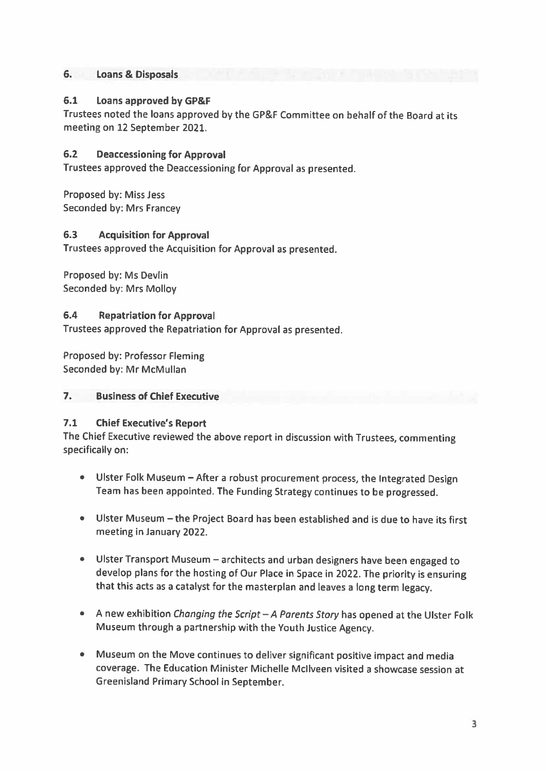## 6. Loans & Disposals

### 6.1 Loans approved by GP&F

Trustees noted the loans approved by the GP&F Committee on behalf of the Board at its meeting on 12 September 2021.

### 6.2 Deaccessioning for Approval

Trustees approved the Deaccessioning for Approval as presented.

Proposed by: Miss Jess
Seconded by: Mrs Francey

### 6.3 Acquisition for Approval

Trustees approved the Acquisition for Approval as presented.

Proposed by: Ms Devlin
Seconded by: Mrs Molloy

### 6.4 Repatriation for Approval

Trustees approved the Repatriation for Approval as presented.

Proposed by: Professor Fleming
Seconded by: Mr McMullan

## 7. Business of Chief Executive

### 7.1 Chief Executive's Report

The Chief Executive reviewed the above report in discussion with Trustees, commenting specifically on:

- Ulster Folk Museum – After a robust procurement process, the Integrated Design Team has been appointed. The Funding Strategy continues to be progressed.
- Ulster Museum – the Project Board has been established and is due to have its first meeting in January 2022.
- Ulster Transport Museum – architects and urban designers have been engaged to develop plans for the hosting of Our Place in Space in 2022. The priority is ensuring that this acts as a catalyst for the masterplan and leaves a long term legacy.
- A new exhibition *Changing the Script – A Parents Story* has opened at the Ulster Folk Museum through a partnership with the Youth Justice Agency.
- Museum on the Move continues to deliver significant positive impact and media coverage. The Education Minister Michelle McIlveen visited a showcase session at Greenisland Primary School in September.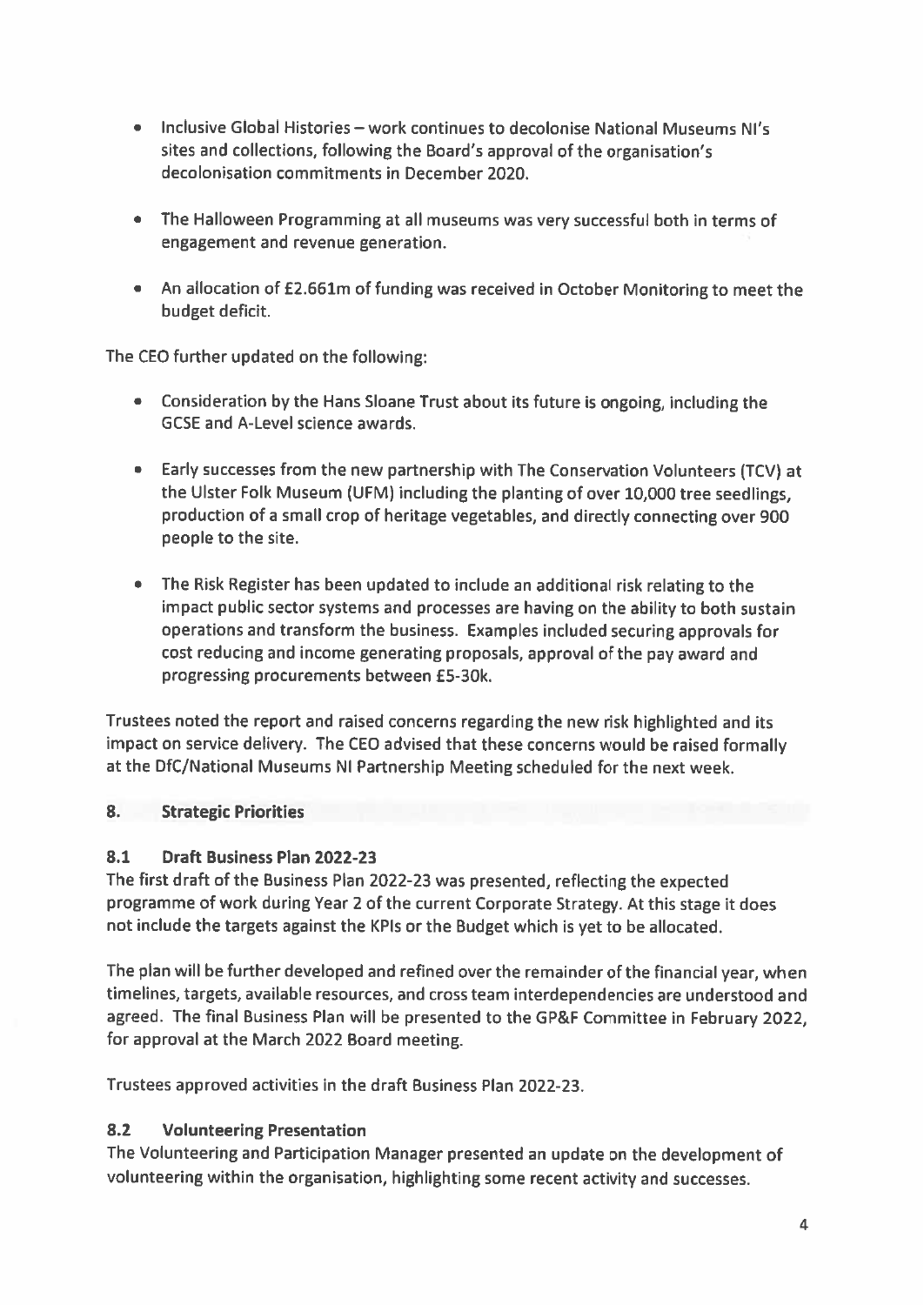- Inclusive Global Histories – work continues to decolonise National Museums NI's sites and collections, following the Board's approval of the organisation's decolonisation commitments in December 2020.

- The Halloween Programming at all museums was very successful both in terms of engagement and revenue generation.

- An allocation of £2.661m of funding was received in October Monitoring to meet the budget deficit.

The CEO further updated on the following:

- Consideration by the Hans Sloane Trust about its future is ongoing, including the GCSE and A-Level science awards.

- Early successes from the new partnership with The Conservation Volunteers (TCV) at the Ulster Folk Museum (UFM) including the planting of over 10,000 tree seedlings, production of a small crop of heritage vegetables, and directly connecting over 900 people to the site.

- The Risk Register has been updated to include an additional risk relating to the impact public sector systems and processes are having on the ability to both sustain operations and transform the business. Examples included securing approvals for cost reducing and income generating proposals, approval of the pay award and progressing procurements between £5-30k.

Trustees noted the report and raised concerns regarding the new risk highlighted and its impact on service delivery. The CEO advised that these concerns would be raised formally at the DfC/National Museums NI Partnership Meeting scheduled for the next week.

## 8. Strategic Priorities

### 8.1 Draft Business Plan 2022-23

The first draft of the Business Plan 2022-23 was presented, reflecting the expected programme of work during Year 2 of the current Corporate Strategy. At this stage it does not include the targets against the KPIs or the Budget which is yet to be allocated.

The plan will be further developed and refined over the remainder of the financial year, when timelines, targets, available resources, and cross team interdependencies are understood and agreed. The final Business Plan will be presented to the GP&F Committee in February 2022, for approval at the March 2022 Board meeting.

Trustees approved activities in the draft Business Plan 2022-23.

### 8.2 Volunteering Presentation

The Volunteering and Participation Manager presented an update on the development of volunteering within the organisation, highlighting some recent activity and successes.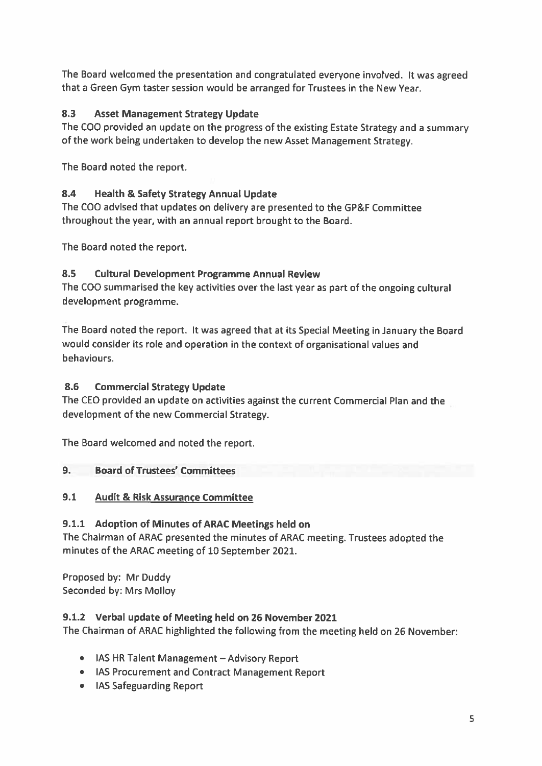The Board welcomed the presentation and congratulated everyone involved. It was agreed that a Green Gym taster session would be arranged for Trustees in the New Year.

### 8.3 Asset Management Strategy Update

The COO provided an update on the progress of the existing Estate Strategy and a summary of the work being undertaken to develop the new Asset Management Strategy.

The Board noted the report.

### 8.4 Health & Safety Strategy Annual Update

The COO advised that updates on delivery are presented to the GP&F Committee throughout the year, with an annual report brought to the Board.

The Board noted the report.

### 8.5 Cultural Development Programme Annual Review

The COO summarised the key activities over the last year as part of the ongoing cultural development programme.

The Board noted the report. It was agreed that at its Special Meeting in January the Board would consider its role and operation in the context of organisational values and behaviours.

### 8.6 Commercial Strategy Update

The CEO provided an update on activities against the current Commercial Plan and the development of the new Commercial Strategy.

The Board welcomed and noted the report.

## 9. Board of Trustees' Committees

### 9.1 Audit & Risk Assurance Committee

#### 9.1.1 Adoption of Minutes of ARAC Meetings held on

The Chairman of ARAC presented the minutes of ARAC meeting. Trustees adopted the minutes of the ARAC meeting of 10 September 2021.

Proposed by: Mr Duddy
Seconded by: Mrs Molloy

#### 9.1.2 Verbal update of Meeting held on 26 November 2021

The Chairman of ARAC highlighted the following from the meeting held on 26 November:

- IAS HR Talent Management – Advisory Report
- IAS Procurement and Contract Management Report
- IAS Safeguarding Report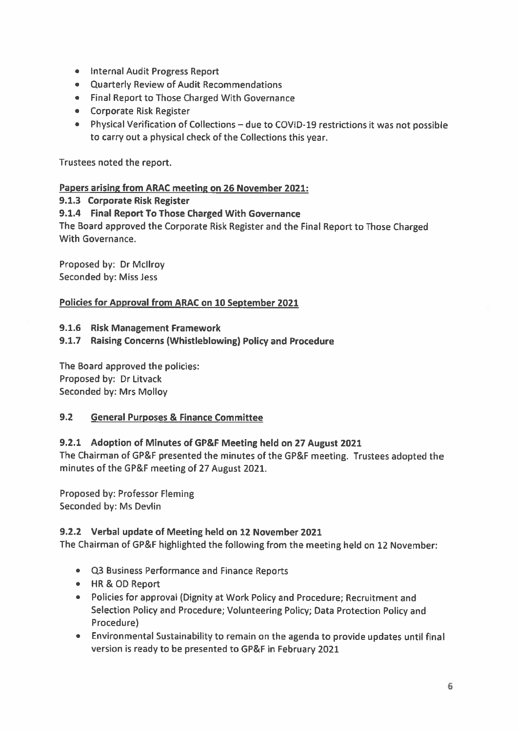- Internal Audit Progress Report
- Quarterly Review of Audit Recommendations
- Final Report to Those Charged With Governance
- Corporate Risk Register
- Physical Verification of Collections – due to COVID-19 restrictions it was not possible to carry out a physical check of the Collections this year.

Trustees noted the report.

**Papers arising from ARAC meeting on 26 November 2021:**

**9.1.3 Corporate Risk Register**

**9.1.4 Final Report To Those Charged With Governance**

The Board approved the Corporate Risk Register and the Final Report to Those Charged With Governance.

Proposed by: Dr McIlroy
Seconded by: Miss Jess

**Policies for Approval from ARAC on 10 September 2021**

**9.1.6 Risk Management Framework**

**9.1.7 Raising Concerns (Whistleblowing) Policy and Procedure**

The Board approved the policies:
Proposed by: Dr Litvack
Seconded by: Mrs Molloy

## 9.2 General Purposes & Finance Committee

### 9.2.1 Adoption of Minutes of GP&F Meeting held on 27 August 2021

The Chairman of GP&F presented the minutes of the GP&F meeting. Trustees adopted the minutes of the GP&F meeting of 27 August 2021.

Proposed by: Professor Fleming
Seconded by: Ms Devlin

### 9.2.2 Verbal update of Meeting held on 12 November 2021

The Chairman of GP&F highlighted the following from the meeting held on 12 November:

- Q3 Business Performance and Finance Reports
- HR & OD Report
- Policies for approval (Dignity at Work Policy and Procedure; Recruitment and Selection Policy and Procedure; Volunteering Policy; Data Protection Policy and Procedure)
- Environmental Sustainability to remain on the agenda to provide updates until final version is ready to be presented to GP&F in February 2021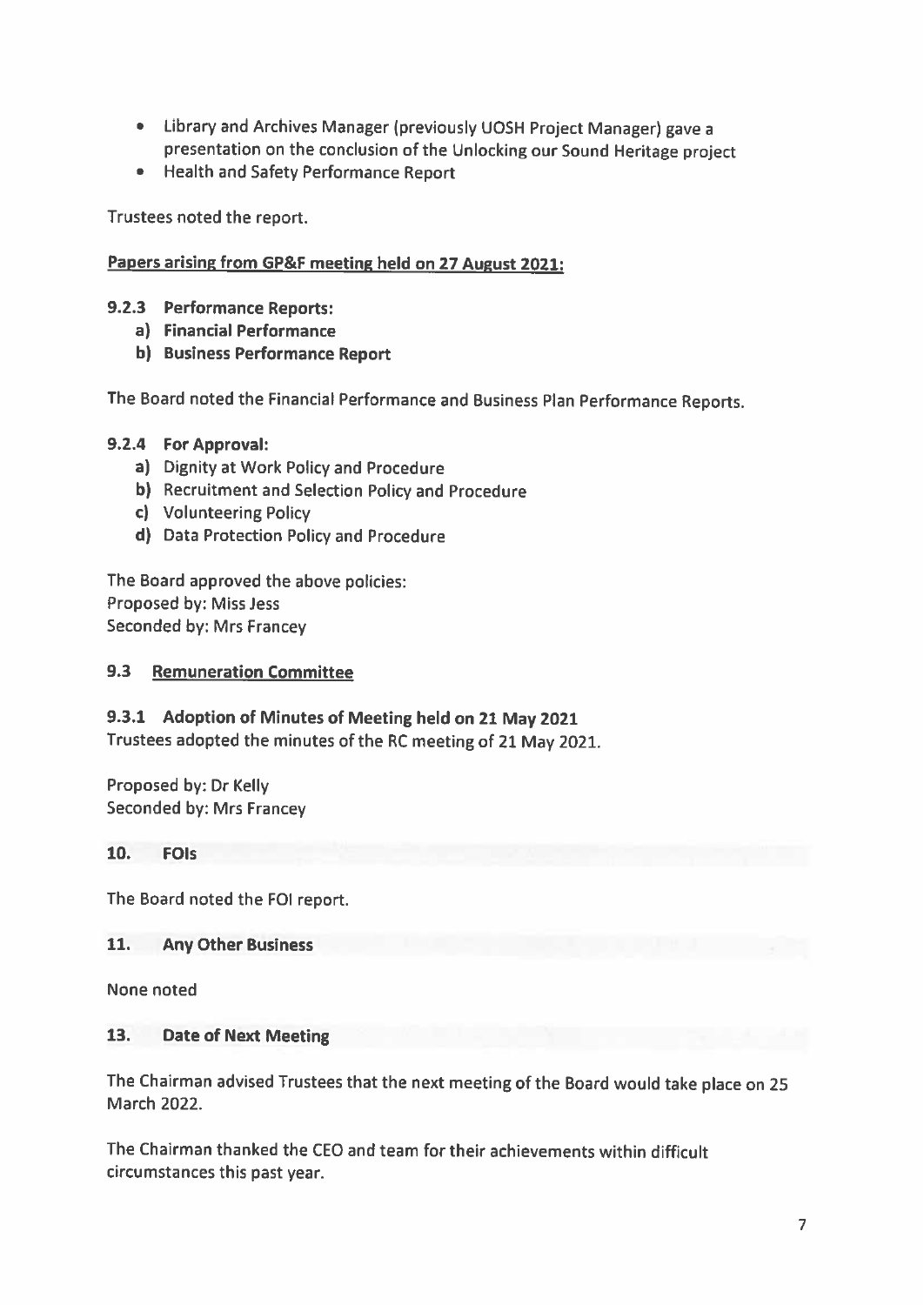- Library and Archives Manager (previously UOSH Project Manager) gave a presentation on the conclusion of the Unlocking our Sound Heritage project
- Health and Safety Performance Report

Trustees noted the report.

**Papers arising from GP&F meeting held on 27 August 2021:**

**9.2.3 Performance Reports:**

a) **Financial Performance**
b) **Business Performance Report**

The Board noted the Financial Performance and Business Plan Performance Reports.

**9.2.4 For Approval:**

a) Dignity at Work Policy and Procedure
b) Recruitment and Selection Policy and Procedure
c) Volunteering Policy
d) Data Protection Policy and Procedure

The Board approved the above policies:
Proposed by: Miss Jess
Seconded by: Mrs Francey

### 9.3 Remuneration Committee

**9.3.1 Adoption of Minutes of Meeting held on 21 May 2021**
Trustees adopted the minutes of the RC meeting of 21 May 2021.

Proposed by: Dr Kelly
Seconded by: Mrs Francey

### 10. FOIs

The Board noted the FOI report.

### 11. Any Other Business

None noted

### 13. Date of Next Meeting

The Chairman advised Trustees that the next meeting of the Board would take place on 25 March 2022.

The Chairman thanked the CEO and team for their achievements within difficult circumstances this past year.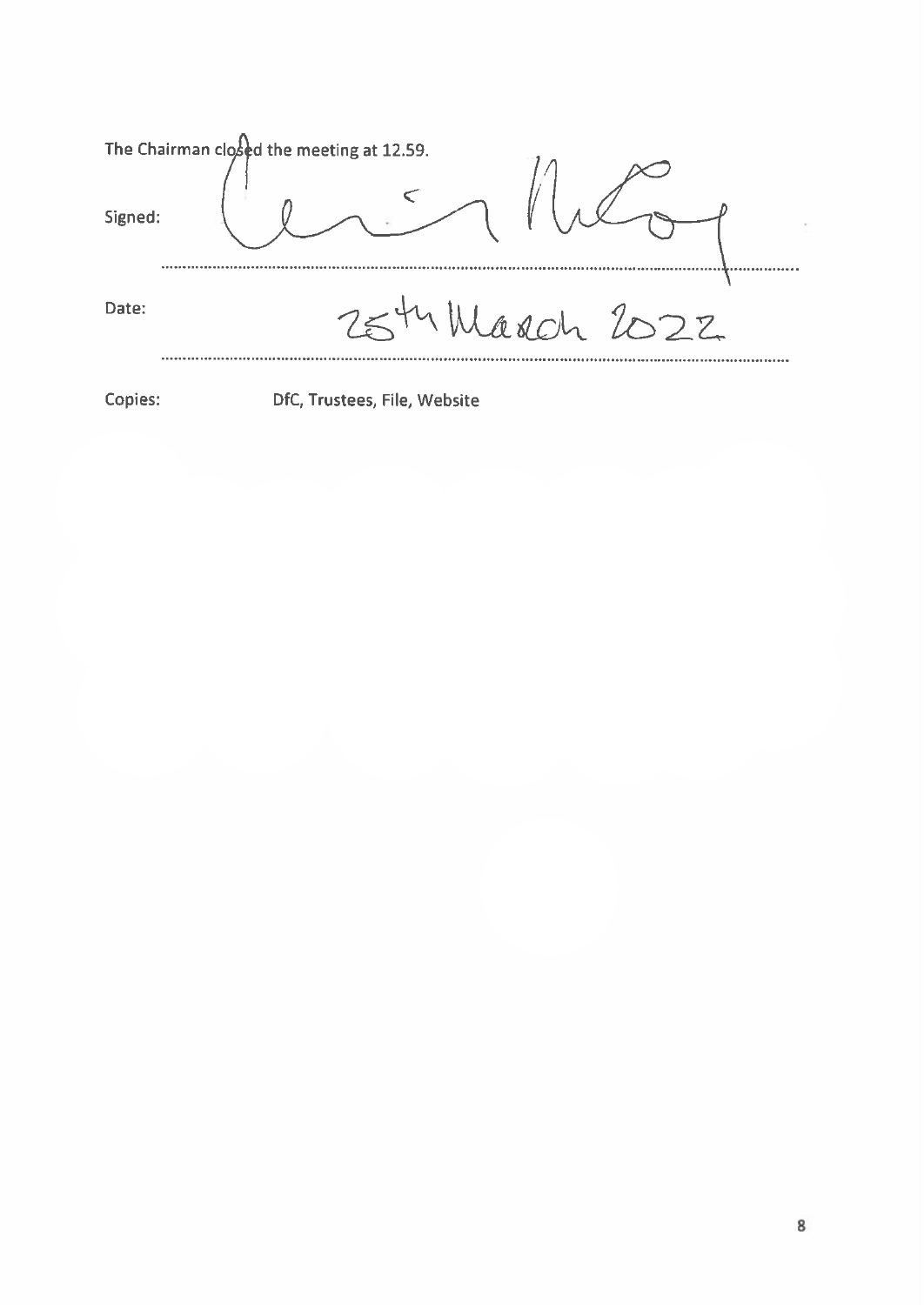The Chairman closed the meeting at 12.59.

Signed: ..............................................................................................................................

Date: 25th March 2022

Copies: DfC, Trustees, File, Website